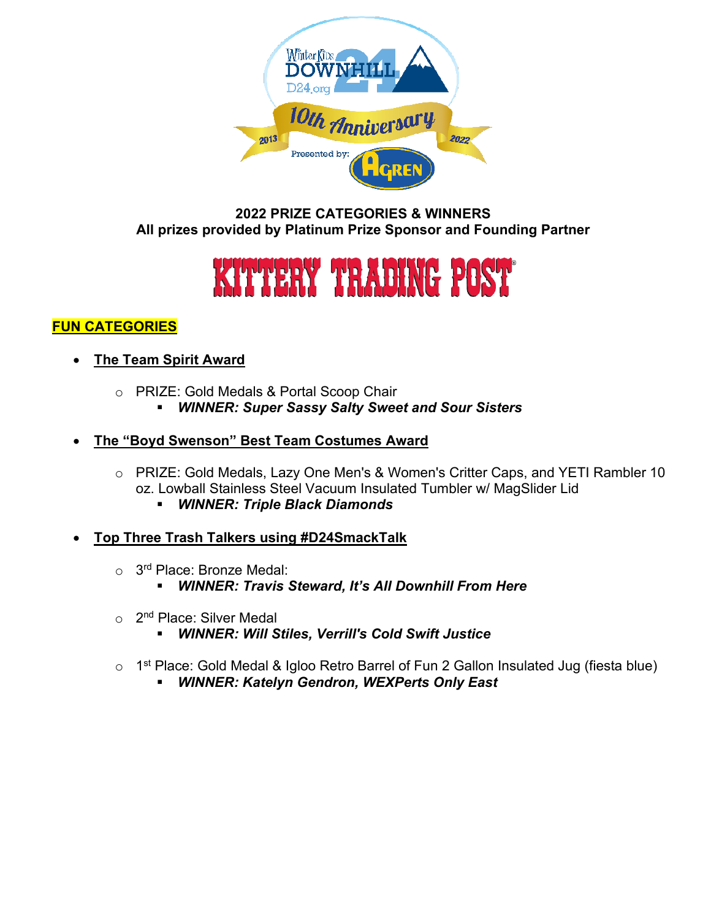**2022 PRIZE CATEGORIES & WINNERS**
**All prizes provided by Platinum Prize Sponsor and Founding Partner**

**KITTERY TRADING POST**

## FUN CATEGORIES

- **The Team Spirit Award**
  - PRIZE: Gold Medals & Portal Scoop Chair
    - ***WINNER: Super Sassy Salty Sweet and Sour Sisters***

- **The "Boyd Swenson" Best Team Costumes Award**
  - PRIZE: Gold Medals, Lazy One Men's & Women's Critter Caps, and YETI Rambler 10 oz. Lowball Stainless Steel Vacuum Insulated Tumbler w/ MagSlider Lid
    - ***WINNER: Triple Black Diamonds***

- **Top Three Trash Talkers using #D24SmackTalk**
  - 3rd Place: Bronze Medal:
    - ***WINNER: Travis Steward, It's All Downhill From Here***
  - 2nd Place: Silver Medal
    - ***WINNER: Will Stiles, Verrill's Cold Swift Justice***
  - 1st Place: Gold Medal & Igloo Retro Barrel of Fun 2 Gallon Insulated Jug (fiesta blue)
    - ***WINNER: Katelyn Gendron, WEXPerts Only East***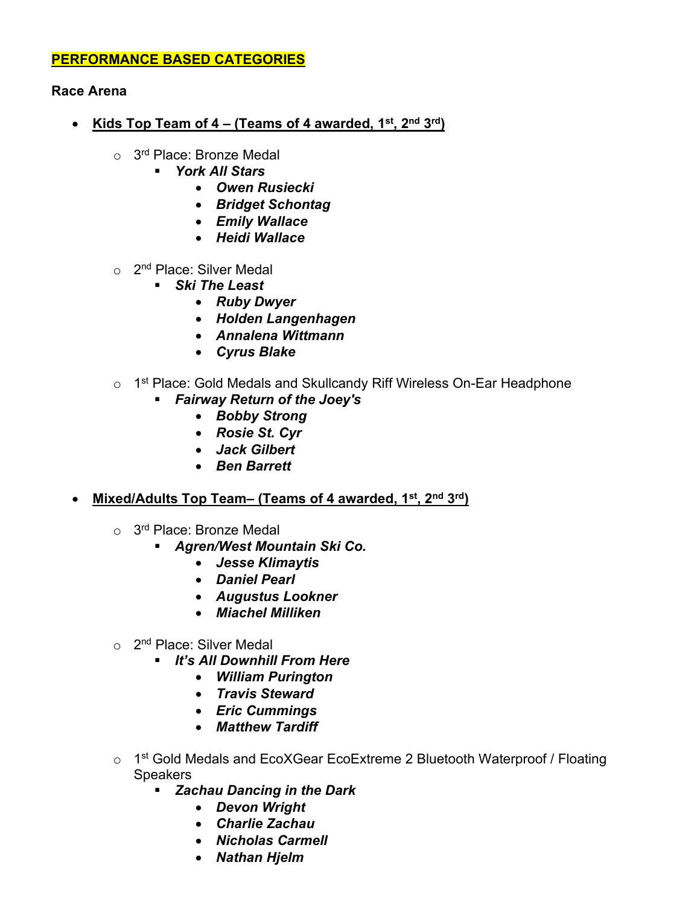**PERFORMANCE BASED CATEGORIES**

**Race Arena**

- **Kids Top Team of 4 – (Teams of 4 awarded, 1st, 2nd 3rd)**
  - 3rd Place: Bronze Medal
    - ***York All Stars***
      - ***Owen Rusiecki***
      - ***Bridget Schontag***
      - ***Emily Wallace***
      - ***Heidi Wallace***
  - 2nd Place: Silver Medal
    - ***Ski The Least***
      - ***Ruby Dwyer***
      - ***Holden Langenhagen***
      - ***Annalena Wittmann***
      - ***Cyrus Blake***
  - 1st Place: Gold Medals and Skullcandy Riff Wireless On-Ear Headphone
    - ***Fairway Return of the Joey's***
      - ***Bobby Strong***
      - ***Rosie St. Cyr***
      - ***Jack Gilbert***
      - ***Ben Barrett***
- **Mixed/Adults Top Team– (Teams of 4 awarded, 1st, 2nd 3rd)**
  - 3rd Place: Bronze Medal
    - ***Agren/West Mountain Ski Co.***
      - ***Jesse Klimaytis***
      - ***Daniel Pearl***
      - ***Augustus Lookner***
      - ***Miachel Milliken***
  - 2nd Place: Silver Medal
    - ***It's All Downhill From Here***
      - ***William Purington***
      - ***Travis Steward***
      - ***Eric Cummings***
      - ***Matthew Tardiff***
  - 1st Gold Medals and EcoXGear EcoExtreme 2 Bluetooth Waterproof / Floating Speakers
    - ***Zachau Dancing in the Dark***
      - ***Devon Wright***
      - ***Charlie Zachau***
      - ***Nicholas Carmell***
      - ***Nathan Hjelm***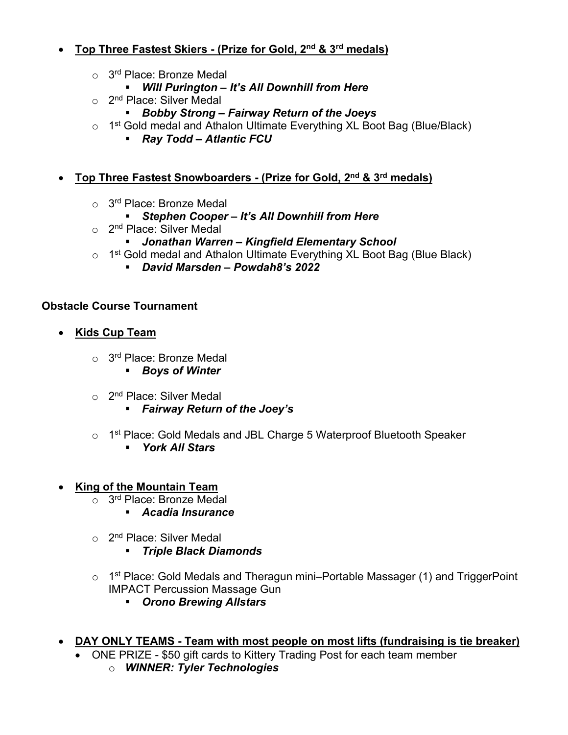- **Top Three Fastest Skiers - (Prize for Gold, 2nd & 3rd medals)**
  - 3rd Place: Bronze Medal
    - ***Will Purington – It's All Downhill from Here***
  - 2nd Place: Silver Medal
    - ***Bobby Strong – Fairway Return of the Joeys***
  - 1st Gold medal and Athalon Ultimate Everything XL Boot Bag (Blue/Black)
    - ***Ray Todd – Atlantic FCU***

- **Top Three Fastest Snowboarders - (Prize for Gold, 2nd & 3rd medals)**
  - 3rd Place: Bronze Medal
    - ***Stephen Cooper – It's All Downhill from Here***
  - 2nd Place: Silver Medal
    - ***Jonathan Warren – Kingfield Elementary School***
  - 1st Gold medal and Athalon Ultimate Everything XL Boot Bag (Blue Black)
    - ***David Marsden – Powdah8's 2022***

**Obstacle Course Tournament**

- **Kids Cup Team**
  - 3rd Place: Bronze Medal
    - ***Boys of Winter***
  - 2nd Place: Silver Medal
    - ***Fairway Return of the Joey's***
  - 1st Place: Gold Medals and JBL Charge 5 Waterproof Bluetooth Speaker
    - ***York All Stars***

- **King of the Mountain Team**
  - 3rd Place: Bronze Medal
    - ***Acadia Insurance***
  - 2nd Place: Silver Medal
    - ***Triple Black Diamonds***
  - 1st Place: Gold Medals and Theragun mini–Portable Massager (1) and TriggerPoint IMPACT Percussion Massage Gun
    - ***Orono Brewing Allstars***

- **DAY ONLY TEAMS - Team with most people on most lifts (fundraising is tie breaker)**
  - ONE PRIZE - $50 gift cards to Kittery Trading Post for each team member
    - ***WINNER: Tyler Technologies***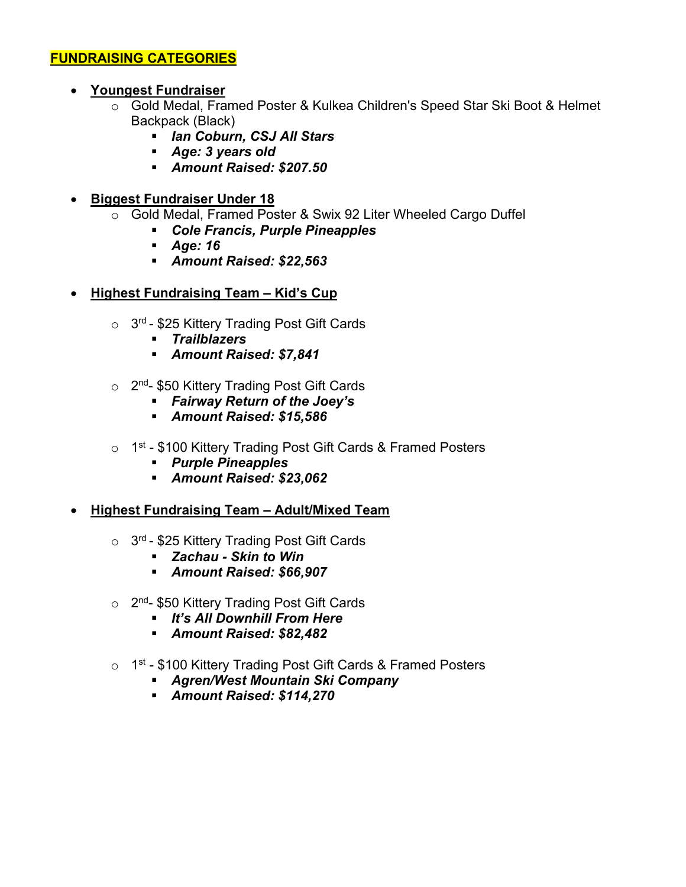## FUNDRAISING CATEGORIES

- **Youngest Fundraiser**
  - Gold Medal, Framed Poster & Kulkea Children's Speed Star Ski Boot & Helmet Backpack (Black)
    - ***Ian Coburn, CSJ All Stars***
    - ***Age: 3 years old***
    - ***Amount Raised: $207.50***

- **Biggest Fundraiser Under 18**
  - Gold Medal, Framed Poster & Swix 92 Liter Wheeled Cargo Duffel
    - ***Cole Francis, Purple Pineapples***
    - ***Age: 16***
    - ***Amount Raised: $22,563***

- **Highest Fundraising Team – Kid's Cup**
  - 3rd - $25 Kittery Trading Post Gift Cards
    - ***Trailblazers***
    - ***Amount Raised: $7,841***
  - 2nd- $50 Kittery Trading Post Gift Cards
    - ***Fairway Return of the Joey's***
    - ***Amount Raised: $15,586***
  - 1st - $100 Kittery Trading Post Gift Cards & Framed Posters
    - ***Purple Pineapples***
    - ***Amount Raised: $23,062***

- **Highest Fundraising Team – Adult/Mixed Team**
  - 3rd - $25 Kittery Trading Post Gift Cards
    - ***Zachau - Skin to Win***
    - ***Amount Raised: $66,907***
  - 2nd- $50 Kittery Trading Post Gift Cards
    - ***It's All Downhill From Here***
    - ***Amount Raised: $82,482***
  - 1st - $100 Kittery Trading Post Gift Cards & Framed Posters
    - ***Agren/West Mountain Ski Company***
    - ***Amount Raised: $114,270***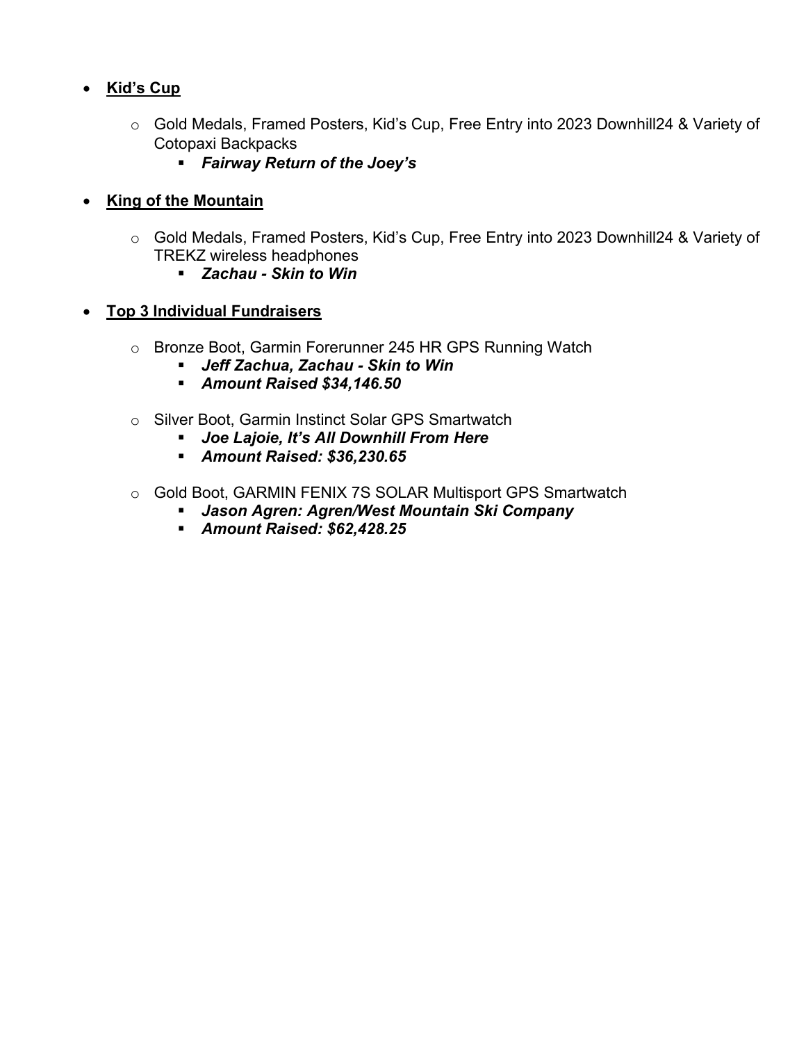- **Kid's Cup**
  - Gold Medals, Framed Posters, Kid's Cup, Free Entry into 2023 Downhill24 & Variety of Cotopaxi Backpacks
    - ***Fairway Return of the Joey's***

- **King of the Mountain**
  - Gold Medals, Framed Posters, Kid's Cup, Free Entry into 2023 Downhill24 & Variety of TREKZ wireless headphones
    - ***Zachau - Skin to Win***

- **Top 3 Individual Fundraisers**
  - Bronze Boot, Garmin Forerunner 245 HR GPS Running Watch
    - ***Jeff Zachua, Zachau - Skin to Win***
    - ***Amount Raised $34,146.50***
  - Silver Boot, Garmin Instinct Solar GPS Smartwatch
    - ***Joe Lajoie, It's All Downhill From Here***
    - ***Amount Raised: $36,230.65***
  - Gold Boot, GARMIN FENIX 7S SOLAR Multisport GPS Smartwatch
    - ***Jason Agren: Agren/West Mountain Ski Company***
    - ***Amount Raised: $62,428.25***